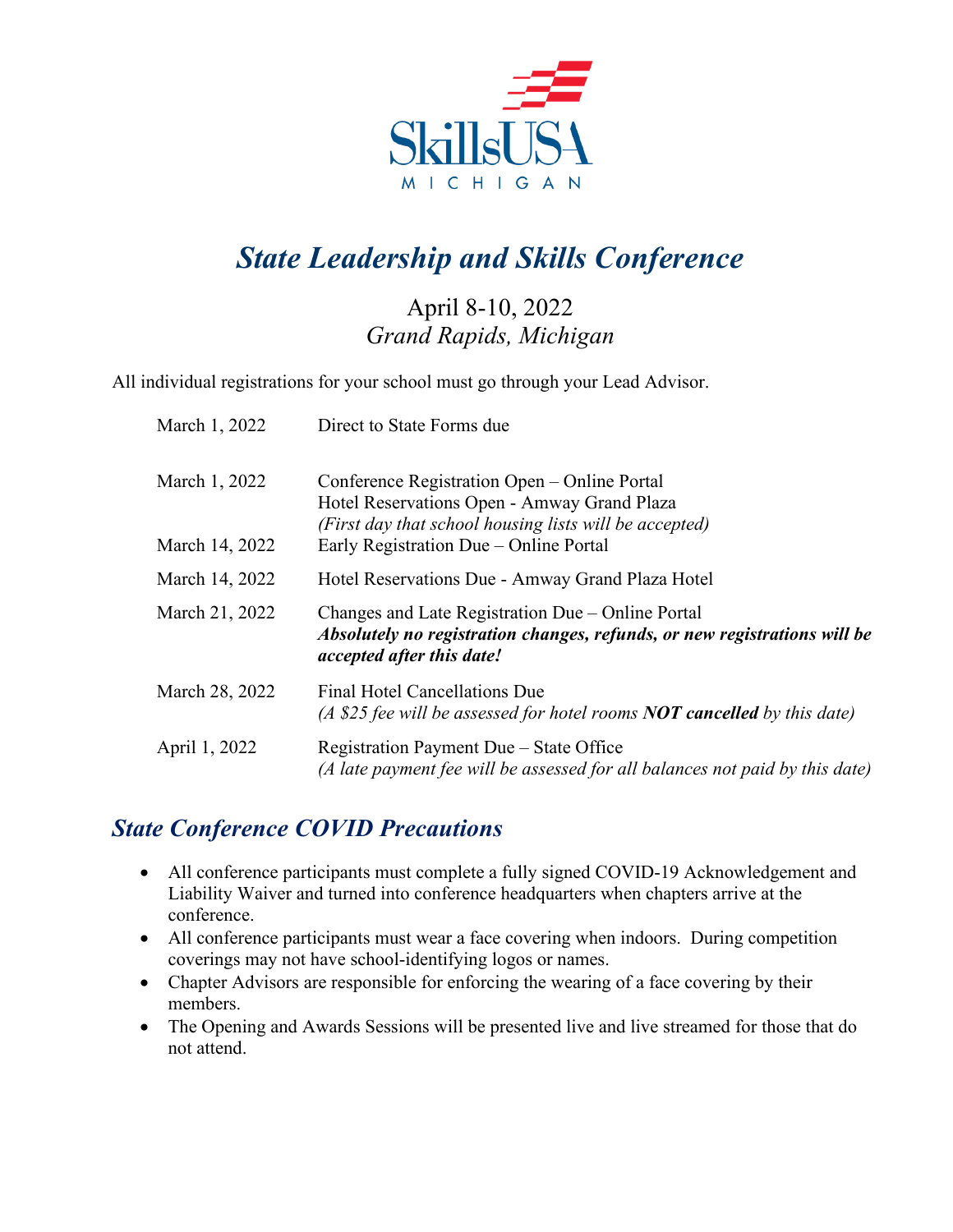SkillsUSA MICHIGAN

# *State Leadership and Skills Conference*

April 8-10, 2022
*Grand Rapids, Michigan*

All individual registrations for your school must go through your Lead Advisor.

| | |
|---|---|
| March 1, 2022 | Direct to State Forms due |
| March 1, 2022 | Conference Registration Open – Online Portal<br>Hotel Reservations Open - Amway Grand Plaza<br>*(First day that school housing lists will be accepted)* |
| March 14, 2022 | Early Registration Due – Online Portal |
| March 14, 2022 | Hotel Reservations Due - Amway Grand Plaza Hotel |
| March 21, 2022 | Changes and Late Registration Due – Online Portal<br>***Absolutely no registration changes, refunds, or new registrations will be accepted after this date!*** |
| March 28, 2022 | Final Hotel Cancellations Due<br>*(A $25 fee will be assessed for hotel rooms **NOT cancelled** by this date)* |
| April 1, 2022 | Registration Payment Due – State Office<br>*(A late payment fee will be assessed for all balances not paid by this date)* |

## *State Conference COVID Precautions*

- All conference participants must complete a fully signed COVID-19 Acknowledgement and Liability Waiver and turned into conference headquarters when chapters arrive at the conference.
- All conference participants must wear a face covering when indoors. During competition coverings may not have school-identifying logos or names.
- Chapter Advisors are responsible for enforcing the wearing of a face covering by their members.
- The Opening and Awards Sessions will be presented live and live streamed for those that do not attend.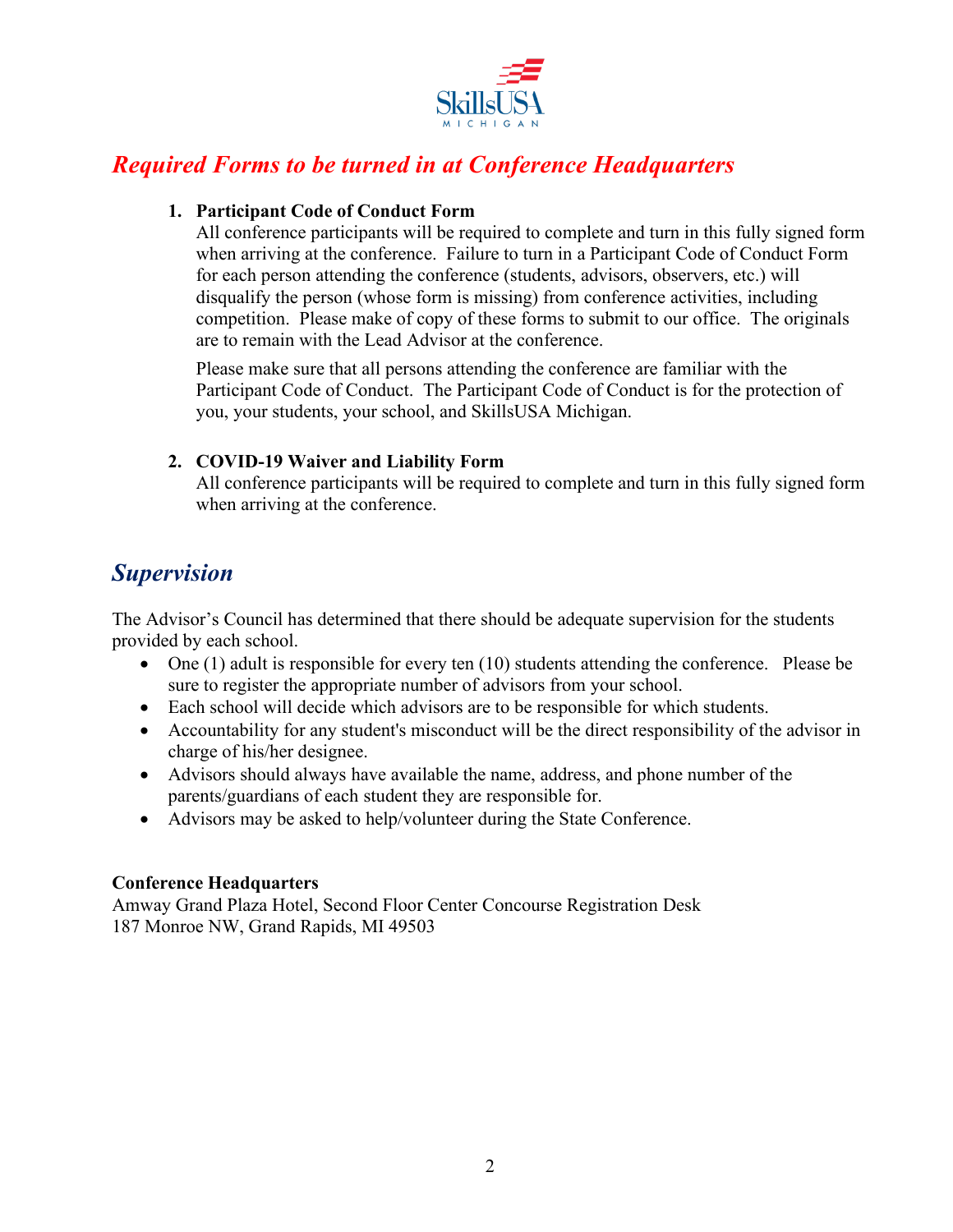## *Required Forms to be turned in at Conference Headquarters*

1. **Participant Code of Conduct Form**
   All conference participants will be required to complete and turn in this fully signed form when arriving at the conference. Failure to turn in a Participant Code of Conduct Form for each person attending the conference (students, advisors, observers, etc.) will disqualify the person (whose form is missing) from conference activities, including competition. Please make of copy of these forms to submit to our office. The originals are to remain with the Lead Advisor at the conference.

   Please make sure that all persons attending the conference are familiar with the Participant Code of Conduct. The Participant Code of Conduct is for the protection of you, your students, your school, and SkillsUSA Michigan.

2. **COVID-19 Waiver and Liability Form**
   All conference participants will be required to complete and turn in this fully signed form when arriving at the conference.

## *Supervision*

The Advisor's Council has determined that there should be adequate supervision for the students provided by each school.

- One (1) adult is responsible for every ten (10) students attending the conference. Please be sure to register the appropriate number of advisors from your school.
- Each school will decide which advisors are to be responsible for which students.
- Accountability for any student's misconduct will be the direct responsibility of the advisor in charge of his/her designee.
- Advisors should always have available the name, address, and phone number of the parents/guardians of each student they are responsible for.
- Advisors may be asked to help/volunteer during the State Conference.

**Conference Headquarters**
Amway Grand Plaza Hotel, Second Floor Center Concourse Registration Desk
187 Monroe NW, Grand Rapids, MI 49503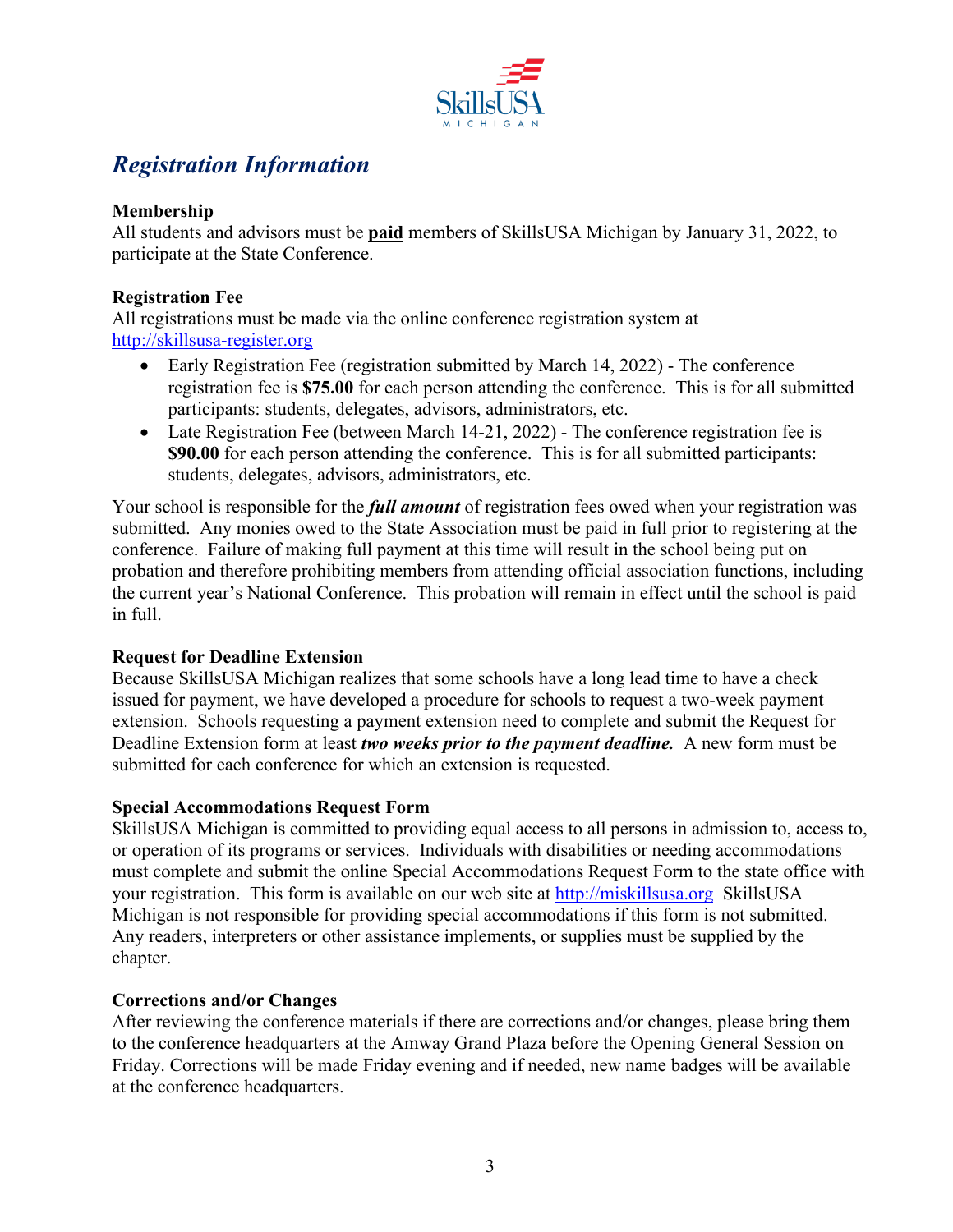# *Registration Information*

**Membership**
All students and advisors must be **paid** members of SkillsUSA Michigan by January 31, 2022, to participate at the State Conference.

**Registration Fee**
All registrations must be made via the online conference registration system at http://skillsusa-register.org

- Early Registration Fee (registration submitted by March 14, 2022) - The conference registration fee is **$75.00** for each person attending the conference. This is for all submitted participants: students, delegates, advisors, administrators, etc.
- Late Registration Fee (between March 14-21, 2022) - The conference registration fee is **$90.00** for each person attending the conference. This is for all submitted participants: students, delegates, advisors, administrators, etc.

Your school is responsible for the ***full amount*** of registration fees owed when your registration was submitted. Any monies owed to the State Association must be paid in full prior to registering at the conference. Failure of making full payment at this time will result in the school being put on probation and therefore prohibiting members from attending official association functions, including the current year's National Conference. This probation will remain in effect until the school is paid in full.

**Request for Deadline Extension**
Because SkillsUSA Michigan realizes that some schools have a long lead time to have a check issued for payment, we have developed a procedure for schools to request a two-week payment extension. Schools requesting a payment extension need to complete and submit the Request for Deadline Extension form at least ***two weeks prior to the payment deadline.*** A new form must be submitted for each conference for which an extension is requested.

**Special Accommodations Request Form**
SkillsUSA Michigan is committed to providing equal access to all persons in admission to, access to, or operation of its programs or services. Individuals with disabilities or needing accommodations must complete and submit the online Special Accommodations Request Form to the state office with your registration. This form is available on our web site at http://miskillsusa.org SkillsUSA Michigan is not responsible for providing special accommodations if this form is not submitted. Any readers, interpreters or other assistance implements, or supplies must be supplied by the chapter.

**Corrections and/or Changes**
After reviewing the conference materials if there are corrections and/or changes, please bring them to the conference headquarters at the Amway Grand Plaza before the Opening General Session on Friday. Corrections will be made Friday evening and if needed, new name badges will be available at the conference headquarters.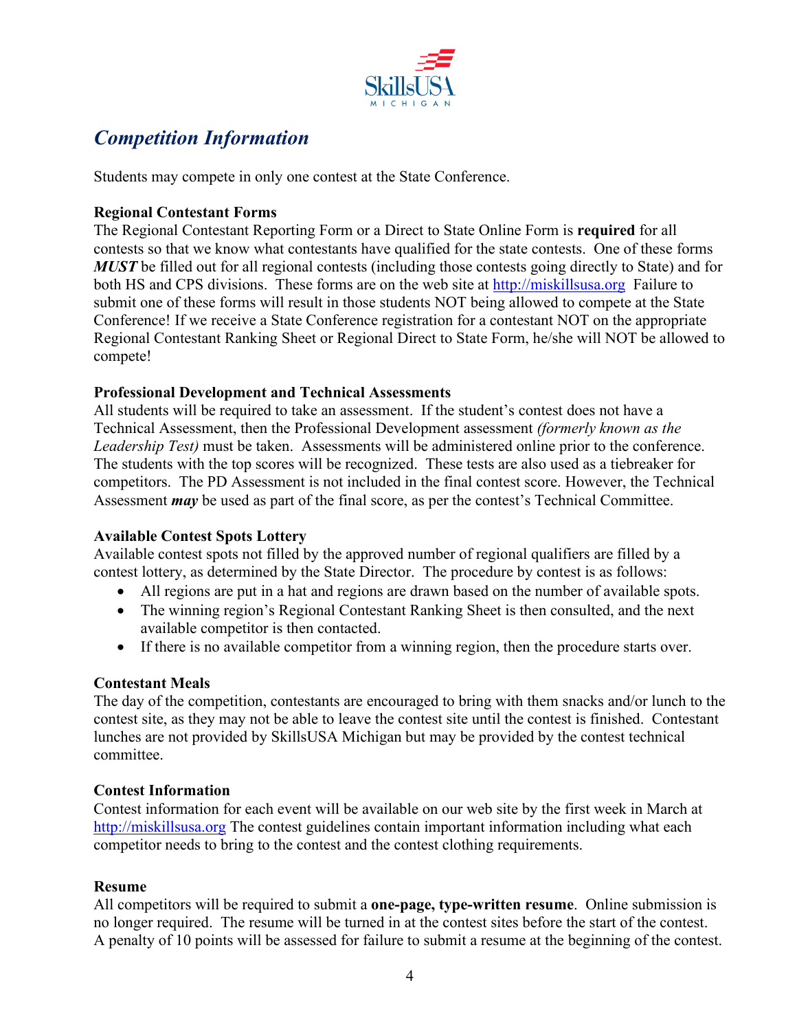# *Competition Information*

Students may compete in only one contest at the State Conference.

**Regional Contestant Forms**
The Regional Contestant Reporting Form or a Direct to State Online Form is **required** for all contests so that we know what contestants have qualified for the state contests. One of these forms ***MUST*** be filled out for all regional contests (including those contests going directly to State) and for both HS and CPS divisions. These forms are on the web site at http://miskillsusa.org Failure to submit one of these forms will result in those students NOT being allowed to compete at the State Conference! If we receive a State Conference registration for a contestant NOT on the appropriate Regional Contestant Ranking Sheet or Regional Direct to State Form, he/she will NOT be allowed to compete!

**Professional Development and Technical Assessments**
All students will be required to take an assessment. If the student's contest does not have a Technical Assessment, then the Professional Development assessment *(formerly known as the Leadership Test)* must be taken. Assessments will be administered online prior to the conference. The students with the top scores will be recognized. These tests are also used as a tiebreaker for competitors. The PD Assessment is not included in the final contest score. However, the Technical Assessment ***may*** be used as part of the final score, as per the contest's Technical Committee.

**Available Contest Spots Lottery**
Available contest spots not filled by the approved number of regional qualifiers are filled by a contest lottery, as determined by the State Director. The procedure by contest is as follows:

- All regions are put in a hat and regions are drawn based on the number of available spots.
- The winning region's Regional Contestant Ranking Sheet is then consulted, and the next available competitor is then contacted.
- If there is no available competitor from a winning region, then the procedure starts over.

**Contestant Meals**
The day of the competition, contestants are encouraged to bring with them snacks and/or lunch to the contest site, as they may not be able to leave the contest site until the contest is finished. Contestant lunches are not provided by SkillsUSA Michigan but may be provided by the contest technical committee.

**Contest Information**
Contest information for each event will be available on our web site by the first week in March at http://miskillsusa.org The contest guidelines contain important information including what each competitor needs to bring to the contest and the contest clothing requirements.

**Resume**
All competitors will be required to submit a **one-page, type-written resume**. Online submission is no longer required. The resume will be turned in at the contest sites before the start of the contest. A penalty of 10 points will be assessed for failure to submit a resume at the beginning of the contest.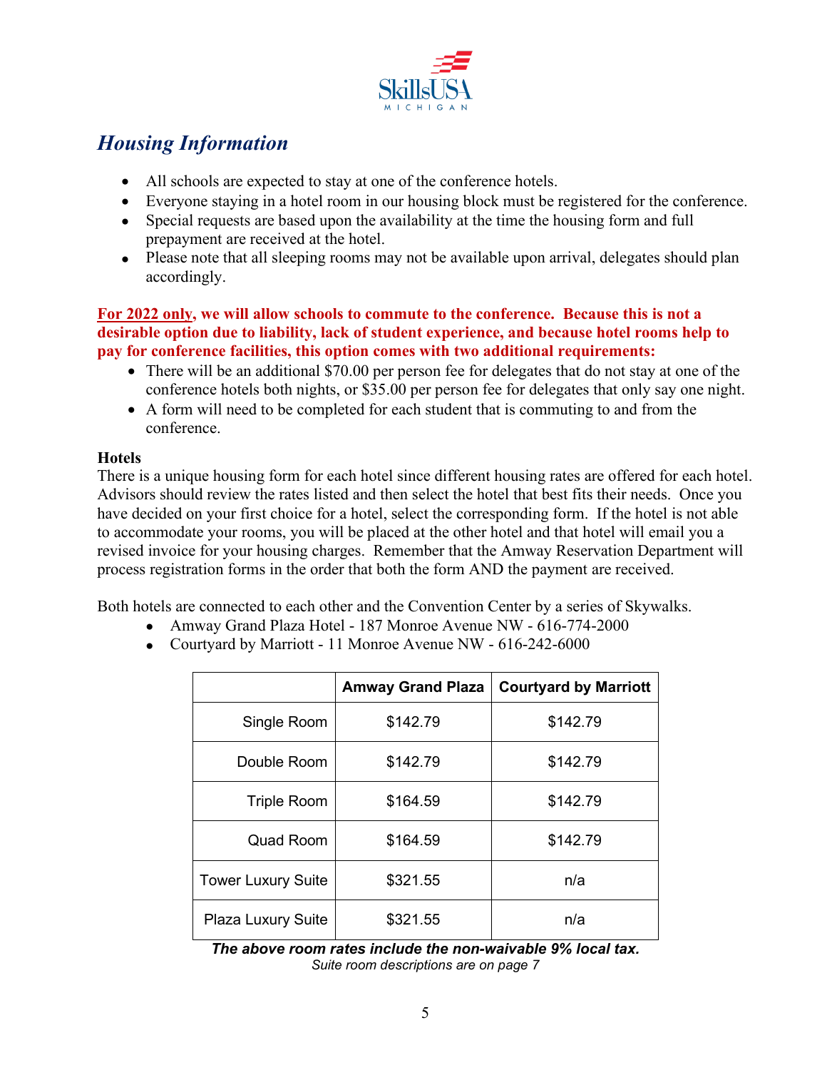SkillsUSA MICHIGAN

# *Housing Information*

- All schools are expected to stay at one of the conference hotels.
- Everyone staying in a hotel room in our housing block must be registered for the conference.
- Special requests are based upon the availability at the time the housing form and full prepayment are received at the hotel.
- Please note that all sleeping rooms may not be available upon arrival, delegates should plan accordingly.

**For 2022 only, we will allow schools to commute to the conference. Because this is not a desirable option due to liability, lack of student experience, and because hotel rooms help to pay for conference facilities, this option comes with two additional requirements:**

- There will be an additional $70.00 per person fee for delegates that do not stay at one of the conference hotels both nights, or $35.00 per person fee for delegates that only say one night.
- A form will need to be completed for each student that is commuting to and from the conference.

**Hotels**

There is a unique housing form for each hotel since different housing rates are offered for each hotel. Advisors should review the rates listed and then select the hotel that best fits their needs. Once you have decided on your first choice for a hotel, select the corresponding form. If the hotel is not able to accommodate your rooms, you will be placed at the other hotel and that hotel will email you a revised invoice for your housing charges. Remember that the Amway Reservation Department will process registration forms in the order that both the form AND the payment are received.

Both hotels are connected to each other and the Convention Center by a series of Skywalks.

- Amway Grand Plaza Hotel - 187 Monroe Avenue NW - 616-774-2000
- Courtyard by Marriott - 11 Monroe Avenue NW - 616-242-6000

| | Amway Grand Plaza | Courtyard by Marriott |
|---|---|---|
| Single Room | $142.79 | $142.79 |
| Double Room | $142.79 | $142.79 |
| Triple Room | $164.59 | $142.79 |
| Quad Room | $164.59 | $142.79 |
| Tower Luxury Suite | $321.55 | n/a |
| Plaza Luxury Suite | $321.55 | n/a |

***The above room rates include the non-waivable 9% local tax.***

*Suite room descriptions are on page 7*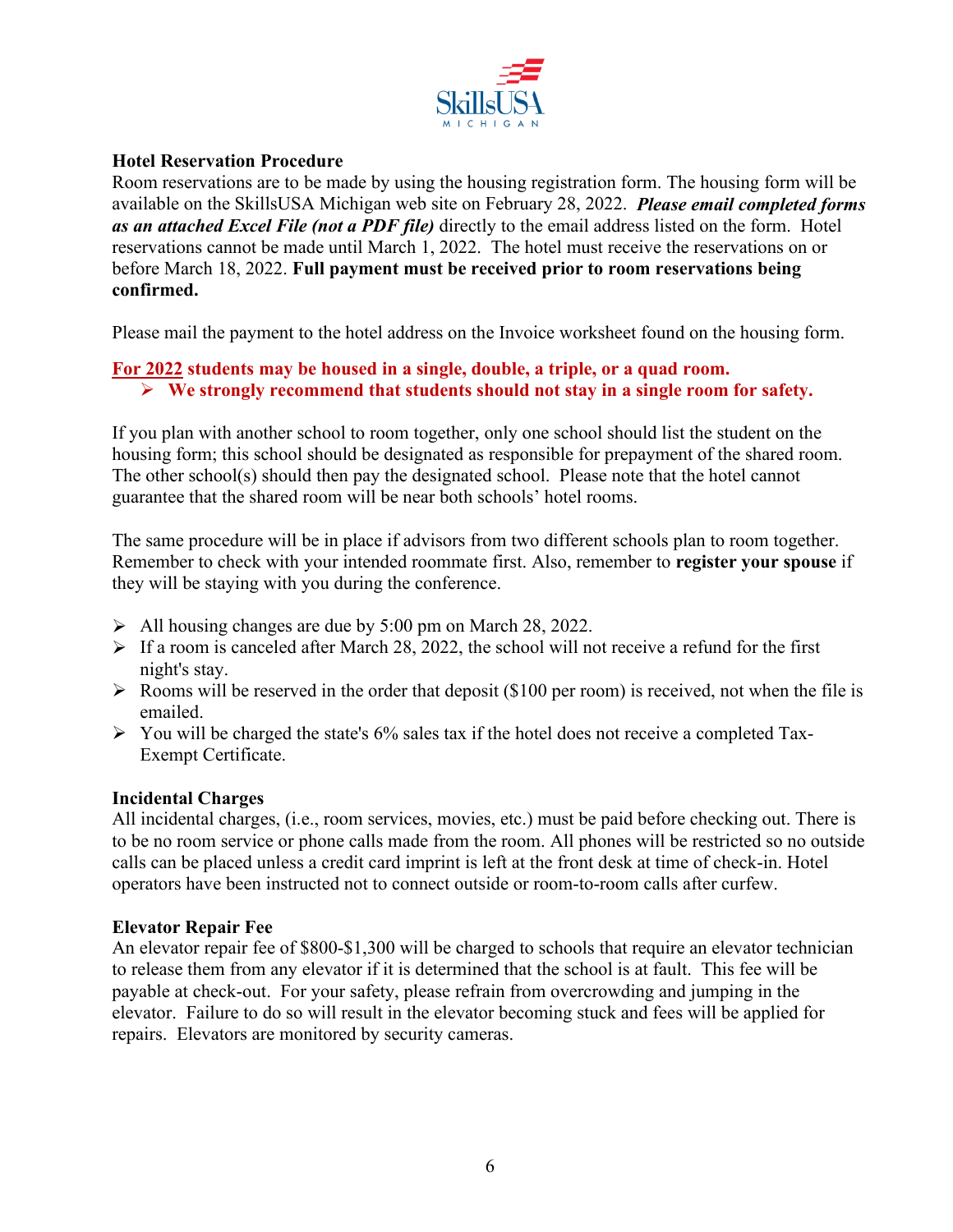### Hotel Reservation Procedure

Room reservations are to be made by using the housing registration form. The housing form will be available on the SkillsUSA Michigan web site on February 28, 2022. ***Please email completed forms as an attached Excel File (not a PDF file)*** directly to the email address listed on the form. Hotel reservations cannot be made until March 1, 2022. The hotel must receive the reservations on or before March 18, 2022. **Full payment must be received prior to room reservations being confirmed.**

Please mail the payment to the hotel address on the Invoice worksheet found on the housing form.

**<u>For 2022</u> students may be housed in a single, double, a triple, or a quad room.**

- **We strongly recommend that students should not stay in a single room for safety.**

If you plan with another school to room together, only one school should list the student on the housing form; this school should be designated as responsible for prepayment of the shared room. The other school(s) should then pay the designated school. Please note that the hotel cannot guarantee that the shared room will be near both schools' hotel rooms.

The same procedure will be in place if advisors from two different schools plan to room together. Remember to check with your intended roommate first. Also, remember to **register your spouse** if they will be staying with you during the conference.

- All housing changes are due by 5:00 pm on March 28, 2022.
- If a room is canceled after March 28, 2022, the school will not receive a refund for the first night's stay.
- Rooms will be reserved in the order that deposit ($100 per room) is received, not when the file is emailed.
- You will be charged the state's 6% sales tax if the hotel does not receive a completed Tax-Exempt Certificate.

### Incidental Charges

All incidental charges, (i.e., room services, movies, etc.) must be paid before checking out. There is to be no room service or phone calls made from the room. All phones will be restricted so no outside calls can be placed unless a credit card imprint is left at the front desk at time of check-in. Hotel operators have been instructed not to connect outside or room-to-room calls after curfew.

### Elevator Repair Fee

An elevator repair fee of $800-$1,300 will be charged to schools that require an elevator technician to release them from any elevator if it is determined that the school is at fault. This fee will be payable at check-out. For your safety, please refrain from overcrowding and jumping in the elevator. Failure to do so will result in the elevator becoming stuck and fees will be applied for repairs. Elevators are monitored by security cameras.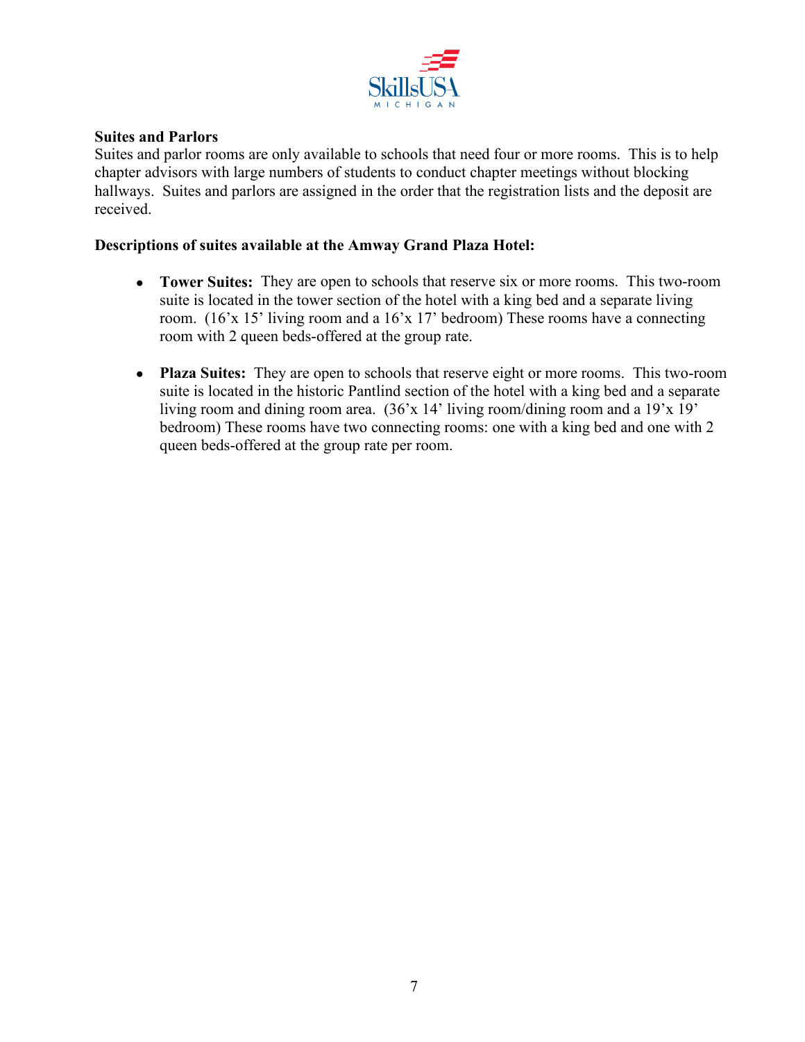**Suites and Parlors**

Suites and parlor rooms are only available to schools that need four or more rooms. This is to help chapter advisors with large numbers of students to conduct chapter meetings without blocking hallways. Suites and parlors are assigned in the order that the registration lists and the deposit are received.

**Descriptions of suites available at the Amway Grand Plaza Hotel:**

- **Tower Suites:** They are open to schools that reserve six or more rooms. This two-room suite is located in the tower section of the hotel with a king bed and a separate living room. (16'x 15' living room and a 16'x 17' bedroom) These rooms have a connecting room with 2 queen beds-offered at the group rate.

- **Plaza Suites:** They are open to schools that reserve eight or more rooms. This two-room suite is located in the historic Pantlind section of the hotel with a king bed and a separate living room and dining room area. (36'x 14' living room/dining room and a 19'x 19' bedroom) These rooms have two connecting rooms: one with a king bed and one with 2 queen beds-offered at the group rate per room.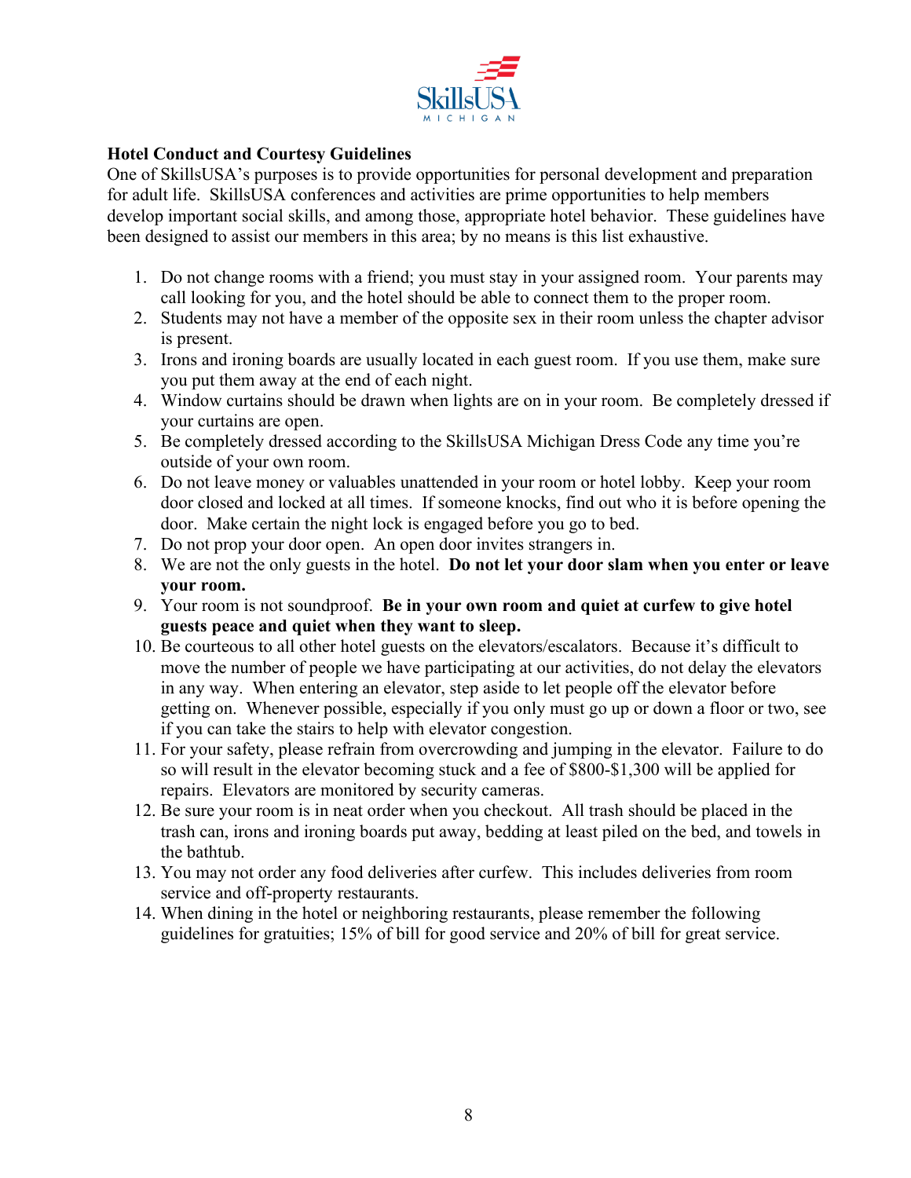**Hotel Conduct and Courtesy Guidelines**

One of SkillsUSA's purposes is to provide opportunities for personal development and preparation for adult life. SkillsUSA conferences and activities are prime opportunities to help members develop important social skills, and among those, appropriate hotel behavior. These guidelines have been designed to assist our members in this area; by no means is this list exhaustive.

1. Do not change rooms with a friend; you must stay in your assigned room. Your parents may call looking for you, and the hotel should be able to connect them to the proper room.
2. Students may not have a member of the opposite sex in their room unless the chapter advisor is present.
3. Irons and ironing boards are usually located in each guest room. If you use them, make sure you put them away at the end of each night.
4. Window curtains should be drawn when lights are on in your room. Be completely dressed if your curtains are open.
5. Be completely dressed according to the SkillsUSA Michigan Dress Code any time you're outside of your own room.
6. Do not leave money or valuables unattended in your room or hotel lobby. Keep your room door closed and locked at all times. If someone knocks, find out who it is before opening the door. Make certain the night lock is engaged before you go to bed.
7. Do not prop your door open. An open door invites strangers in.
8. We are not the only guests in the hotel. **Do not let your door slam when you enter or leave your room.**
9. Your room is not soundproof. **Be in your own room and quiet at curfew to give hotel guests peace and quiet when they want to sleep.**
10. Be courteous to all other hotel guests on the elevators/escalators. Because it's difficult to move the number of people we have participating at our activities, do not delay the elevators in any way. When entering an elevator, step aside to let people off the elevator before getting on. Whenever possible, especially if you only must go up or down a floor or two, see if you can take the stairs to help with elevator congestion.
11. For your safety, please refrain from overcrowding and jumping in the elevator. Failure to do so will result in the elevator becoming stuck and a fee of $800-$1,300 will be applied for repairs. Elevators are monitored by security cameras.
12. Be sure your room is in neat order when you checkout. All trash should be placed in the trash can, irons and ironing boards put away, bedding at least piled on the bed, and towels in the bathtub.
13. You may not order any food deliveries after curfew. This includes deliveries from room service and off-property restaurants.
14. When dining in the hotel or neighboring restaurants, please remember the following guidelines for gratuities; 15% of bill for good service and 20% of bill for great service.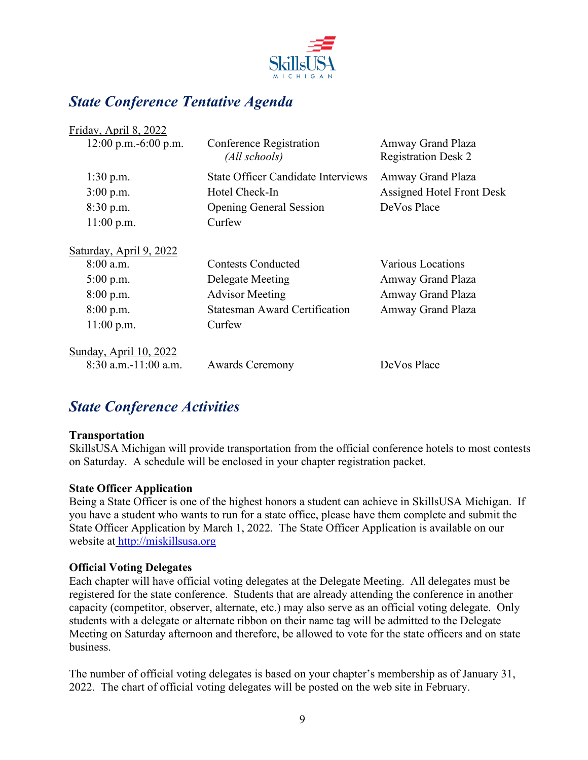## State Conference Tentative Agenda

<u>Friday, April 8, 2022</u>

| | | |
|---|---|---|
| 12:00 p.m.-6:00 p.m. | Conference Registration *(All schools)* | Amway Grand Plaza Registration Desk 2 |
| 1:30 p.m. | State Officer Candidate Interviews | Amway Grand Plaza |
| 3:00 p.m. | Hotel Check-In | Assigned Hotel Front Desk |
| 8:30 p.m. | Opening General Session | DeVos Place |
| 11:00 p.m. | Curfew | |

<u>Saturday, April 9, 2022</u>

| | | |
|---|---|---|
| 8:00 a.m. | Contests Conducted | Various Locations |
| 5:00 p.m. | Delegate Meeting | Amway Grand Plaza |
| 8:00 p.m. | Advisor Meeting | Amway Grand Plaza |
| 8:00 p.m. | Statesman Award Certification | Amway Grand Plaza |
| 11:00 p.m. | Curfew | |

<u>Sunday, April 10, 2022</u>

| | | |
|---|---|---|
| 8:30 a.m.-11:00 a.m. | Awards Ceremony | DeVos Place |

## State Conference Activities

**Transportation**

SkillsUSA Michigan will provide transportation from the official conference hotels to most contests on Saturday. A schedule will be enclosed in your chapter registration packet.

**State Officer Application**

Being a State Officer is one of the highest honors a student can achieve in SkillsUSA Michigan. If you have a student who wants to run for a state office, please have them complete and submit the State Officer Application by March 1, 2022. The State Officer Application is available on our website at http://miskillsusa.org

**Official Voting Delegates**

Each chapter will have official voting delegates at the Delegate Meeting. All delegates must be registered for the state conference. Students that are already attending the conference in another capacity (competitor, observer, alternate, etc.) may also serve as an official voting delegate. Only students with a delegate or alternate ribbon on their name tag will be admitted to the Delegate Meeting on Saturday afternoon and therefore, be allowed to vote for the state officers and on state business.

The number of official voting delegates is based on your chapter's membership as of January 31, 2022. The chart of official voting delegates will be posted on the web site in February.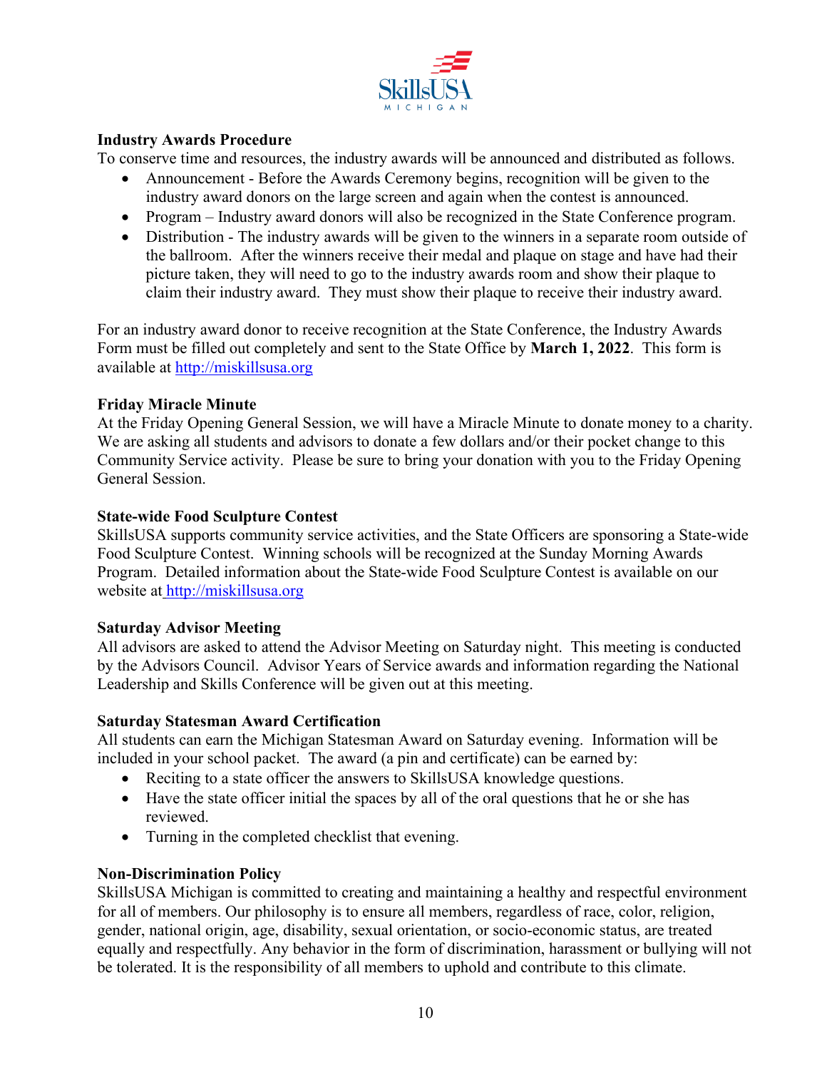### Industry Awards Procedure

To conserve time and resources, the industry awards will be announced and distributed as follows.

- Announcement - Before the Awards Ceremony begins, recognition will be given to the industry award donors on the large screen and again when the contest is announced.
- Program – Industry award donors will also be recognized in the State Conference program.
- Distribution - The industry awards will be given to the winners in a separate room outside of the ballroom. After the winners receive their medal and plaque on stage and have had their picture taken, they will need to go to the industry awards room and show their plaque to claim their industry award. They must show their plaque to receive their industry award.

For an industry award donor to receive recognition at the State Conference, the Industry Awards Form must be filled out completely and sent to the State Office by **March 1, 2022**. This form is available at http://miskillsusa.org

### Friday Miracle Minute

At the Friday Opening General Session, we will have a Miracle Minute to donate money to a charity. We are asking all students and advisors to donate a few dollars and/or their pocket change to this Community Service activity. Please be sure to bring your donation with you to the Friday Opening General Session.

### State-wide Food Sculpture Contest

SkillsUSA supports community service activities, and the State Officers are sponsoring a State-wide Food Sculpture Contest. Winning schools will be recognized at the Sunday Morning Awards Program. Detailed information about the State-wide Food Sculpture Contest is available on our website at http://miskillsusa.org

### Saturday Advisor Meeting

All advisors are asked to attend the Advisor Meeting on Saturday night. This meeting is conducted by the Advisors Council. Advisor Years of Service awards and information regarding the National Leadership and Skills Conference will be given out at this meeting.

### Saturday Statesman Award Certification

All students can earn the Michigan Statesman Award on Saturday evening. Information will be included in your school packet. The award (a pin and certificate) can be earned by:

- Reciting to a state officer the answers to SkillsUSA knowledge questions.
- Have the state officer initial the spaces by all of the oral questions that he or she has reviewed.
- Turning in the completed checklist that evening.

### Non-Discrimination Policy

SkillsUSA Michigan is committed to creating and maintaining a healthy and respectful environment for all of members. Our philosophy is to ensure all members, regardless of race, color, religion, gender, national origin, age, disability, sexual orientation, or socio-economic status, are treated equally and respectfully. Any behavior in the form of discrimination, harassment or bullying will not be tolerated. It is the responsibility of all members to uphold and contribute to this climate.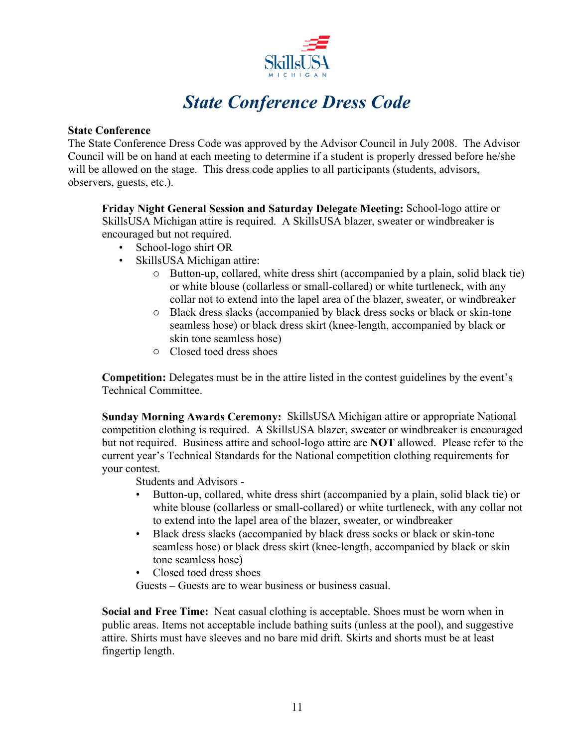# State Conference Dress Code

**State Conference**

The State Conference Dress Code was approved by the Advisor Council in July 2008. The Advisor Council will be on hand at each meeting to determine if a student is properly dressed before he/she will be allowed on the stage. This dress code applies to all participants (students, advisors, observers, guests, etc.).

**Friday Night General Session and Saturday Delegate Meeting:** School-logo attire or SkillsUSA Michigan attire is required. A SkillsUSA blazer, sweater or windbreaker is encouraged but not required.

- School-logo shirt OR
- SkillsUSA Michigan attire:
  - Button-up, collared, white dress shirt (accompanied by a plain, solid black tie) or white blouse (collarless or small-collared) or white turtleneck, with any collar not to extend into the lapel area of the blazer, sweater, or windbreaker
  - Black dress slacks (accompanied by black dress socks or black or skin-tone seamless hose) or black dress skirt (knee-length, accompanied by black or skin tone seamless hose)
  - Closed toed dress shoes

**Competition:** Delegates must be in the attire listed in the contest guidelines by the event's Technical Committee.

**Sunday Morning Awards Ceremony:** SkillsUSA Michigan attire or appropriate National competition clothing is required. A SkillsUSA blazer, sweater or windbreaker is encouraged but not required. Business attire and school-logo attire are **NOT** allowed. Please refer to the current year's Technical Standards for the National competition clothing requirements for your contest.

Students and Advisors -

- Button-up, collared, white dress shirt (accompanied by a plain, solid black tie) or white blouse (collarless or small-collared) or white turtleneck, with any collar not to extend into the lapel area of the blazer, sweater, or windbreaker
- Black dress slacks (accompanied by black dress socks or black or skin-tone seamless hose) or black dress skirt (knee-length, accompanied by black or skin tone seamless hose)
- Closed toed dress shoes

Guests – Guests are to wear business or business casual.

**Social and Free Time:** Neat casual clothing is acceptable. Shoes must be worn when in public areas. Items not acceptable include bathing suits (unless at the pool), and suggestive attire. Shirts must have sleeves and no bare mid drift. Skirts and shorts must be at least fingertip length.